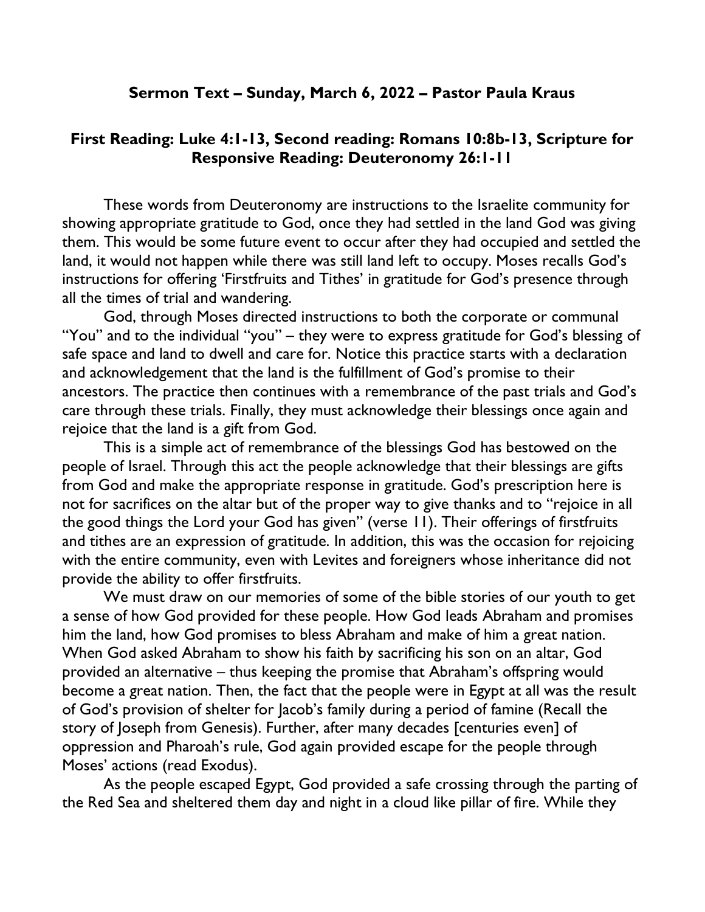**Sermon Text – Sunday, March 6, 2022 – Pastor Paula Kraus**

**First Reading: Luke 4:1-13, Second reading: Romans 10:8b-13, Scripture for Responsive Reading: Deuteronomy 26:1-11**

These words from Deuteronomy are instructions to the Israelite community for showing appropriate gratitude to God, once they had settled in the land God was giving them. This would be some future event to occur after they had occupied and settled the land, it would not happen while there was still land left to occupy. Moses recalls God's instructions for offering 'Firstfruits and Tithes' in gratitude for God's presence through all the times of trial and wandering.

God, through Moses directed instructions to both the corporate or communal "You" and to the individual "you" – they were to express gratitude for God's blessing of safe space and land to dwell and care for. Notice this practice starts with a declaration and acknowledgement that the land is the fulfillment of God's promise to their ancestors. The practice then continues with a remembrance of the past trials and God's care through these trials. Finally, they must acknowledge their blessings once again and rejoice that the land is a gift from God.

This is a simple act of remembrance of the blessings God has bestowed on the people of Israel. Through this act the people acknowledge that their blessings are gifts from God and make the appropriate response in gratitude. God's prescription here is not for sacrifices on the altar but of the proper way to give thanks and to "rejoice in all the good things the Lord your God has given" (verse 11). Their offerings of firstfruits and tithes are an expression of gratitude. In addition, this was the occasion for rejoicing with the entire community, even with Levites and foreigners whose inheritance did not provide the ability to offer firstfruits.

We must draw on our memories of some of the bible stories of our youth to get a sense of how God provided for these people. How God leads Abraham and promises him the land, how God promises to bless Abraham and make of him a great nation. When God asked Abraham to show his faith by sacrificing his son on an altar, God provided an alternative – thus keeping the promise that Abraham's offspring would become a great nation. Then, the fact that the people were in Egypt at all was the result of God's provision of shelter for Jacob's family during a period of famine (Recall the story of Joseph from Genesis). Further, after many decades [centuries even] of oppression and Pharoah's rule, God again provided escape for the people through Moses' actions (read Exodus).

As the people escaped Egypt, God provided a safe crossing through the parting of the Red Sea and sheltered them day and night in a cloud like pillar of fire. While they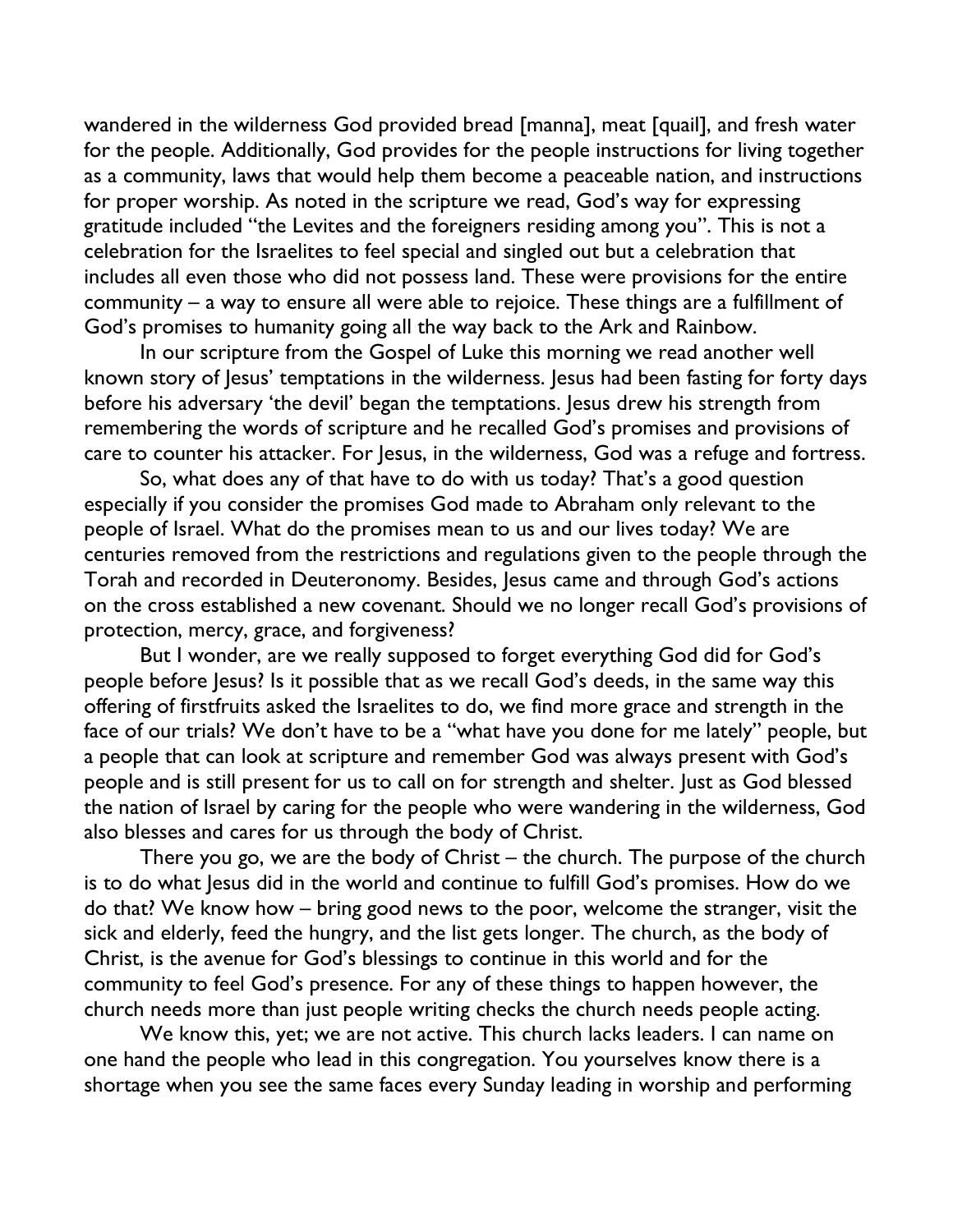wandered in the wilderness God provided bread [manna], meat [quail], and fresh water for the people. Additionally, God provides for the people instructions for living together as a community, laws that would help them become a peaceable nation, and instructions for proper worship. As noted in the scripture we read, God's way for expressing gratitude included "the Levites and the foreigners residing among you". This is not a celebration for the Israelites to feel special and singled out but a celebration that includes all even those who did not possess land. These were provisions for the entire community – a way to ensure all were able to rejoice. These things are a fulfillment of God's promises to humanity going all the way back to the Ark and Rainbow.

In our scripture from the Gospel of Luke this morning we read another well known story of Jesus' temptations in the wilderness. Jesus had been fasting for forty days before his adversary 'the devil' began the temptations. Jesus drew his strength from remembering the words of scripture and he recalled God's promises and provisions of care to counter his attacker. For Jesus, in the wilderness, God was a refuge and fortress.

So, what does any of that have to do with us today? That's a good question especially if you consider the promises God made to Abraham only relevant to the people of Israel. What do the promises mean to us and our lives today? We are centuries removed from the restrictions and regulations given to the people through the Torah and recorded in Deuteronomy. Besides, Jesus came and through God's actions on the cross established a new covenant. Should we no longer recall God's provisions of protection, mercy, grace, and forgiveness?

But I wonder, are we really supposed to forget everything God did for God's people before Jesus? Is it possible that as we recall God's deeds, in the same way this offering of firstfruits asked the Israelites to do, we find more grace and strength in the face of our trials? We don't have to be a "what have you done for me lately" people, but a people that can look at scripture and remember God was always present with God's people and is still present for us to call on for strength and shelter. Just as God blessed the nation of Israel by caring for the people who were wandering in the wilderness, God also blesses and cares for us through the body of Christ.

There you go, we are the body of Christ – the church. The purpose of the church is to do what Jesus did in the world and continue to fulfill God's promises. How do we do that? We know how – bring good news to the poor, welcome the stranger, visit the sick and elderly, feed the hungry, and the list gets longer. The church, as the body of Christ, is the avenue for God's blessings to continue in this world and for the community to feel God's presence. For any of these things to happen however, the church needs more than just people writing checks the church needs people acting.

We know this, yet; we are not active. This church lacks leaders. I can name on one hand the people who lead in this congregation. You yourselves know there is a shortage when you see the same faces every Sunday leading in worship and performing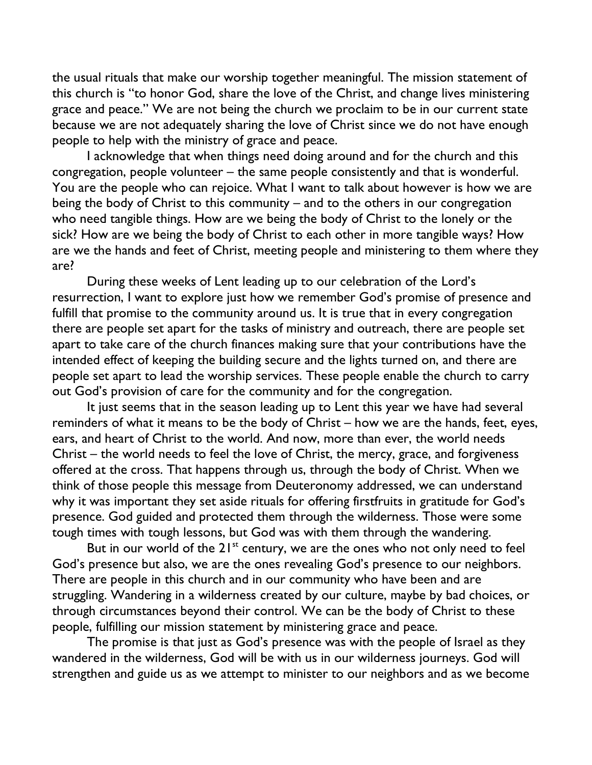the usual rituals that make our worship together meaningful. The mission statement of this church is "to honor God, share the love of the Christ, and change lives ministering grace and peace." We are not being the church we proclaim to be in our current state because we are not adequately sharing the love of Christ since we do not have enough people to help with the ministry of grace and peace.

I acknowledge that when things need doing around and for the church and this congregation, people volunteer – the same people consistently and that is wonderful. You are the people who can rejoice. What I want to talk about however is how we are being the body of Christ to this community – and to the others in our congregation who need tangible things. How are we being the body of Christ to the lonely or the sick? How are we being the body of Christ to each other in more tangible ways? How are we the hands and feet of Christ, meeting people and ministering to them where they are?

During these weeks of Lent leading up to our celebration of the Lord's resurrection, I want to explore just how we remember God's promise of presence and fulfill that promise to the community around us. It is true that in every congregation there are people set apart for the tasks of ministry and outreach, there are people set apart to take care of the church finances making sure that your contributions have the intended effect of keeping the building secure and the lights turned on, and there are people set apart to lead the worship services. These people enable the church to carry out God's provision of care for the community and for the congregation.

It just seems that in the season leading up to Lent this year we have had several reminders of what it means to be the body of Christ – how we are the hands, feet, eyes, ears, and heart of Christ to the world. And now, more than ever, the world needs Christ – the world needs to feel the love of Christ, the mercy, grace, and forgiveness offered at the cross. That happens through us, through the body of Christ. When we think of those people this message from Deuteronomy addressed, we can understand why it was important they set aside rituals for offering firstfruits in gratitude for God's presence. God guided and protected them through the wilderness. Those were some tough times with tough lessons, but God was with them through the wandering.

But in our world of the 21st century, we are the ones who not only need to feel God's presence but also, we are the ones revealing God's presence to our neighbors. There are people in this church and in our community who have been and are struggling. Wandering in a wilderness created by our culture, maybe by bad choices, or through circumstances beyond their control. We can be the body of Christ to these people, fulfilling our mission statement by ministering grace and peace.

The promise is that just as God's presence was with the people of Israel as they wandered in the wilderness, God will be with us in our wilderness journeys. God will strengthen and guide us as we attempt to minister to our neighbors and as we become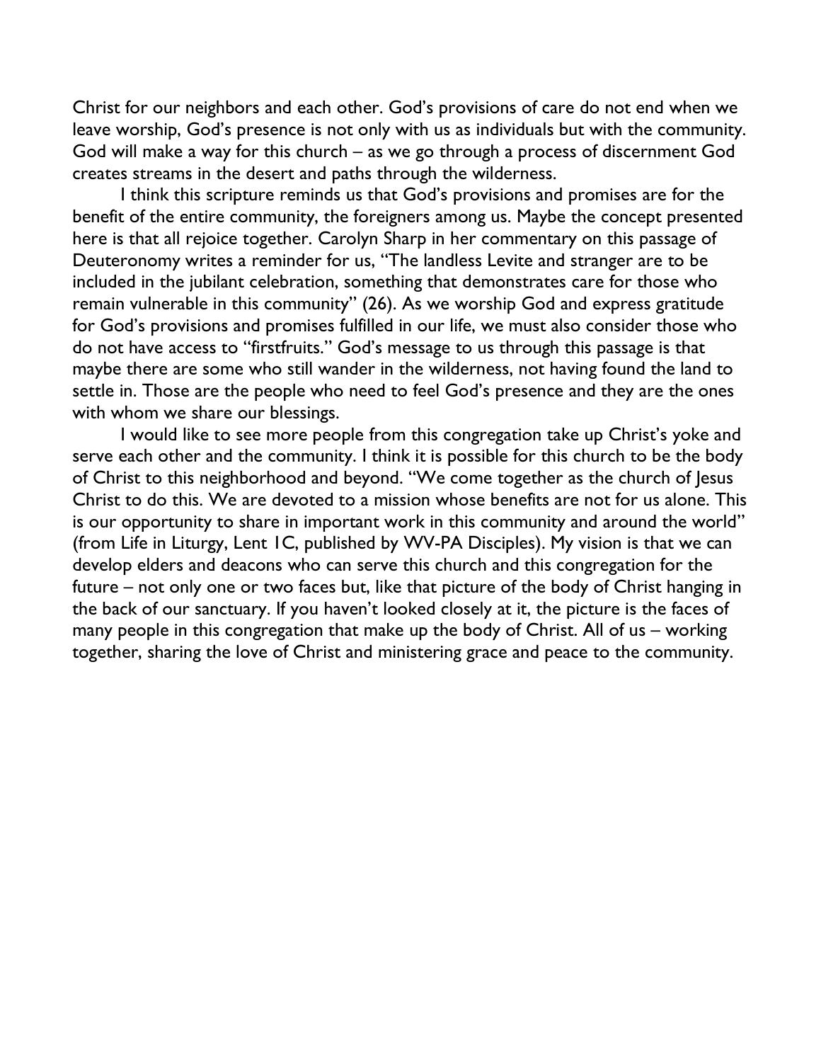Christ for our neighbors and each other. God's provisions of care do not end when we leave worship, God's presence is not only with us as individuals but with the community. God will make a way for this church – as we go through a process of discernment God creates streams in the desert and paths through the wilderness.

I think this scripture reminds us that God's provisions and promises are for the benefit of the entire community, the foreigners among us. Maybe the concept presented here is that all rejoice together. Carolyn Sharp in her commentary on this passage of Deuteronomy writes a reminder for us, "The landless Levite and stranger are to be included in the jubilant celebration, something that demonstrates care for those who remain vulnerable in this community" (26). As we worship God and express gratitude for God's provisions and promises fulfilled in our life, we must also consider those who do not have access to "firstfruits." God's message to us through this passage is that maybe there are some who still wander in the wilderness, not having found the land to settle in. Those are the people who need to feel God's presence and they are the ones with whom we share our blessings.

I would like to see more people from this congregation take up Christ's yoke and serve each other and the community. I think it is possible for this church to be the body of Christ to this neighborhood and beyond. "We come together as the church of Jesus Christ to do this. We are devoted to a mission whose benefits are not for us alone. This is our opportunity to share in important work in this community and around the world" (from Life in Liturgy, Lent 1C, published by WV-PA Disciples). My vision is that we can develop elders and deacons who can serve this church and this congregation for the future – not only one or two faces but, like that picture of the body of Christ hanging in the back of our sanctuary. If you haven't looked closely at it, the picture is the faces of many people in this congregation that make up the body of Christ. All of us – working together, sharing the love of Christ and ministering grace and peace to the community.